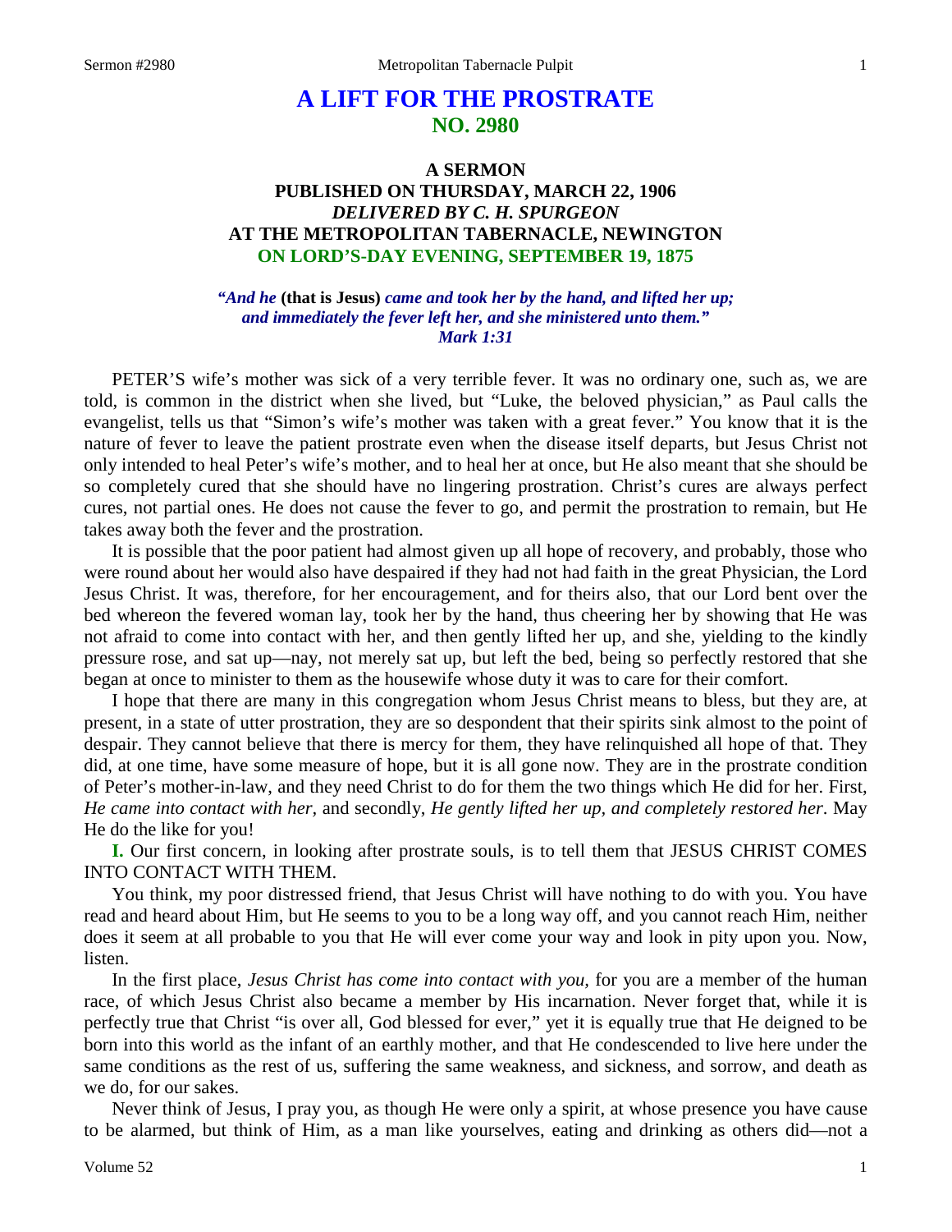# A LIFT FOR THE PROSTRATE
## NO. 2980

### A SERMON
### PUBLISHED ON THURSDAY, MARCH 22, 1906
### *DELIVERED BY C. H. SPURGEON*
### AT THE METROPOLITAN TABERNACLE, NEWINGTON
### ON LORD'S-DAY EVENING, SEPTEMBER 19, 1875

*"And he* **(that is Jesus)** *came and took her by the hand, and lifted her up; and immediately the fever left her, and she ministered unto them." Mark 1:31*

PETER'S wife's mother was sick of a very terrible fever. It was no ordinary one, such as, we are told, is common in the district when she lived, but "Luke, the beloved physician," as Paul calls the evangelist, tells us that "Simon's wife's mother was taken with a great fever." You know that it is the nature of fever to leave the patient prostrate even when the disease itself departs, but Jesus Christ not only intended to heal Peter's wife's mother, and to heal her at once, but He also meant that she should be so completely cured that she should have no lingering prostration. Christ's cures are always perfect cures, not partial ones. He does not cause the fever to go, and permit the prostration to remain, but He takes away both the fever and the prostration.

It is possible that the poor patient had almost given up all hope of recovery, and probably, those who were round about her would also have despaired if they had not had faith in the great Physician, the Lord Jesus Christ. It was, therefore, for her encouragement, and for theirs also, that our Lord bent over the bed whereon the fevered woman lay, took her by the hand, thus cheering her by showing that He was not afraid to come into contact with her, and then gently lifted her up, and she, yielding to the kindly pressure rose, and sat up—nay, not merely sat up, but left the bed, being so perfectly restored that she began at once to minister to them as the housewife whose duty it was to care for their comfort.

I hope that there are many in this congregation whom Jesus Christ means to bless, but they are, at present, in a state of utter prostration, they are so despondent that their spirits sink almost to the point of despair. They cannot believe that there is mercy for them, they have relinquished all hope of that. They did, at one time, have some measure of hope, but it is all gone now. They are in the prostrate condition of Peter's mother-in-law, and they need Christ to do for them the two things which He did for her. First, *He came into contact with her,* and secondly, *He gently lifted her up, and completely restored her*. May He do the like for you!

**I.** Our first concern, in looking after prostrate souls, is to tell them that JESUS CHRIST COMES INTO CONTACT WITH THEM.

You think, my poor distressed friend, that Jesus Christ will have nothing to do with you. You have read and heard about Him, but He seems to you to be a long way off, and you cannot reach Him, neither does it seem at all probable to you that He will ever come your way and look in pity upon you. Now, listen.

In the first place, *Jesus Christ has come into contact with you,* for you are a member of the human race, of which Jesus Christ also became a member by His incarnation. Never forget that, while it is perfectly true that Christ "is over all, God blessed for ever," yet it is equally true that He deigned to be born into this world as the infant of an earthly mother, and that He condescended to live here under the same conditions as the rest of us, suffering the same weakness, and sickness, and sorrow, and death as we do, for our sakes.

Never think of Jesus, I pray you, as though He were only a spirit, at whose presence you have cause to be alarmed, but think of Him, as a man like yourselves, eating and drinking as others did—not a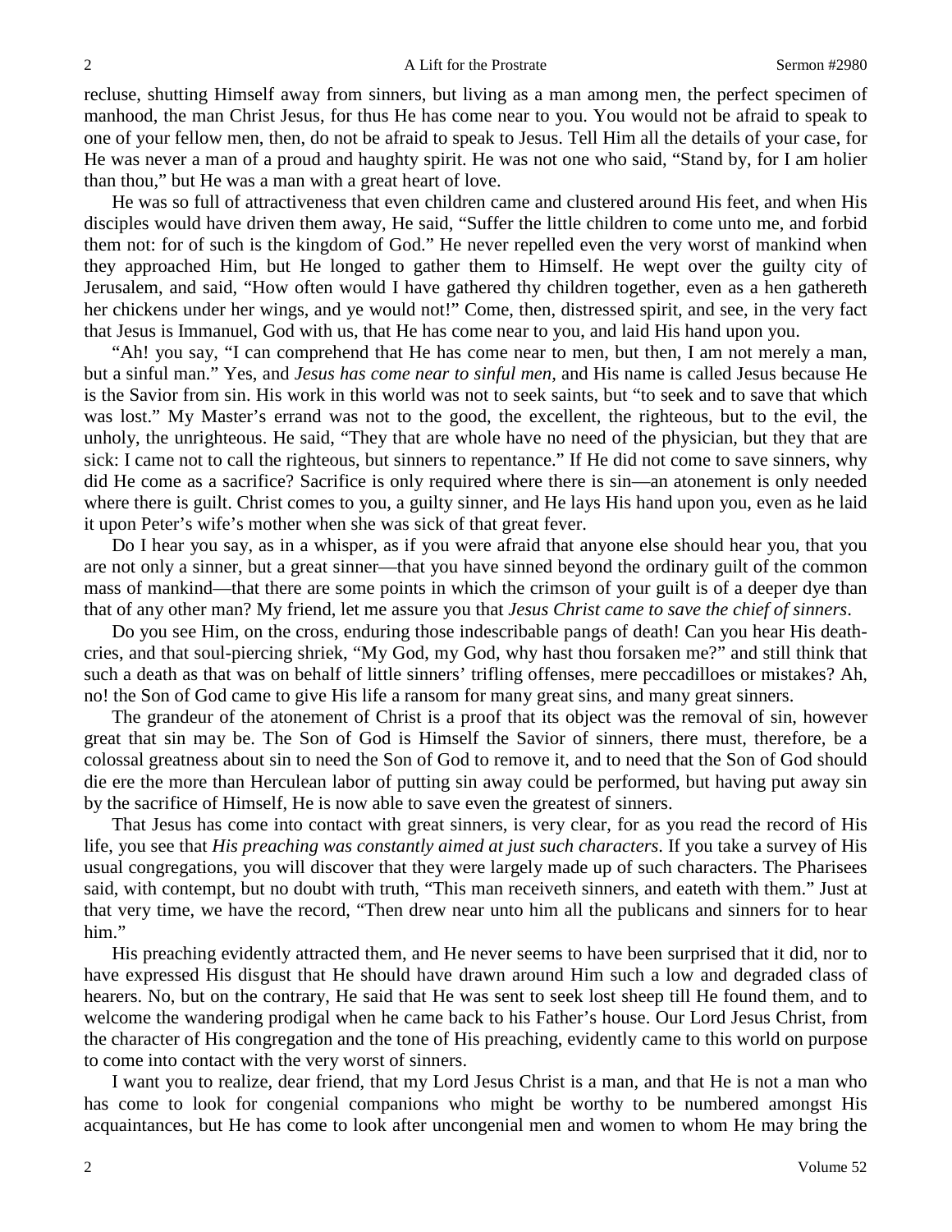recluse, shutting Himself away from sinners, but living as a man among men, the perfect specimen of manhood, the man Christ Jesus, for thus He has come near to you. You would not be afraid to speak to one of your fellow men, then, do not be afraid to speak to Jesus. Tell Him all the details of your case, for He was never a man of a proud and haughty spirit. He was not one who said, "Stand by, for I am holier than thou," but He was a man with a great heart of love.

He was so full of attractiveness that even children came and clustered around His feet, and when His disciples would have driven them away, He said, "Suffer the little children to come unto me, and forbid them not: for of such is the kingdom of God." He never repelled even the very worst of mankind when they approached Him, but He longed to gather them to Himself. He wept over the guilty city of Jerusalem, and said, "How often would I have gathered thy children together, even as a hen gathereth her chickens under her wings, and ye would not!" Come, then, distressed spirit, and see, in the very fact that Jesus is Immanuel, God with us, that He has come near to you, and laid His hand upon you.

"Ah! you say, "I can comprehend that He has come near to men, but then, I am not merely a man, but a sinful man." Yes, and *Jesus has come near to sinful men*, and His name is called Jesus because He is the Savior from sin. His work in this world was not to seek saints, but "to seek and to save that which was lost." My Master's errand was not to the good, the excellent, the righteous, but to the evil, the unholy, the unrighteous. He said, "They that are whole have no need of the physician, but they that are sick: I came not to call the righteous, but sinners to repentance." If He did not come to save sinners, why did He come as a sacrifice? Sacrifice is only required where there is sin—an atonement is only needed where there is guilt. Christ comes to you, a guilty sinner, and He lays His hand upon you, even as he laid it upon Peter's wife's mother when she was sick of that great fever.

Do I hear you say, as in a whisper, as if you were afraid that anyone else should hear you, that you are not only a sinner, but a great sinner—that you have sinned beyond the ordinary guilt of the common mass of mankind—that there are some points in which the crimson of your guilt is of a deeper dye than that of any other man? My friend, let me assure you that *Jesus Christ came to save the chief of sinners*.

Do you see Him, on the cross, enduring those indescribable pangs of death! Can you hear His death-cries, and that soul-piercing shriek, "My God, my God, why hast thou forsaken me?" and still think that such a death as that was on behalf of little sinners' trifling offenses, mere peccadilloes or mistakes? Ah, no! the Son of God came to give His life a ransom for many great sins, and many great sinners.

The grandeur of the atonement of Christ is a proof that its object was the removal of sin, however great that sin may be. The Son of God is Himself the Savior of sinners, there must, therefore, be a colossal greatness about sin to need the Son of God to remove it, and to need that the Son of God should die ere the more than Herculean labor of putting sin away could be performed, but having put away sin by the sacrifice of Himself, He is now able to save even the greatest of sinners.

That Jesus has come into contact with great sinners, is very clear, for as you read the record of His life, you see that *His preaching was constantly aimed at just such characters*. If you take a survey of His usual congregations, you will discover that they were largely made up of such characters. The Pharisees said, with contempt, but no doubt with truth, "This man receiveth sinners, and eateth with them." Just at that very time, we have the record, "Then drew near unto him all the publicans and sinners for to hear him."

His preaching evidently attracted them, and He never seems to have been surprised that it did, nor to have expressed His disgust that He should have drawn around Him such a low and degraded class of hearers. No, but on the contrary, He said that He was sent to seek lost sheep till He found them, and to welcome the wandering prodigal when he came back to his Father's house. Our Lord Jesus Christ, from the character of His congregation and the tone of His preaching, evidently came to this world on purpose to come into contact with the very worst of sinners.

I want you to realize, dear friend, that my Lord Jesus Christ is a man, and that He is not a man who has come to look for congenial companions who might be worthy to be numbered amongst His acquaintances, but He has come to look after uncongenial men and women to whom He may bring the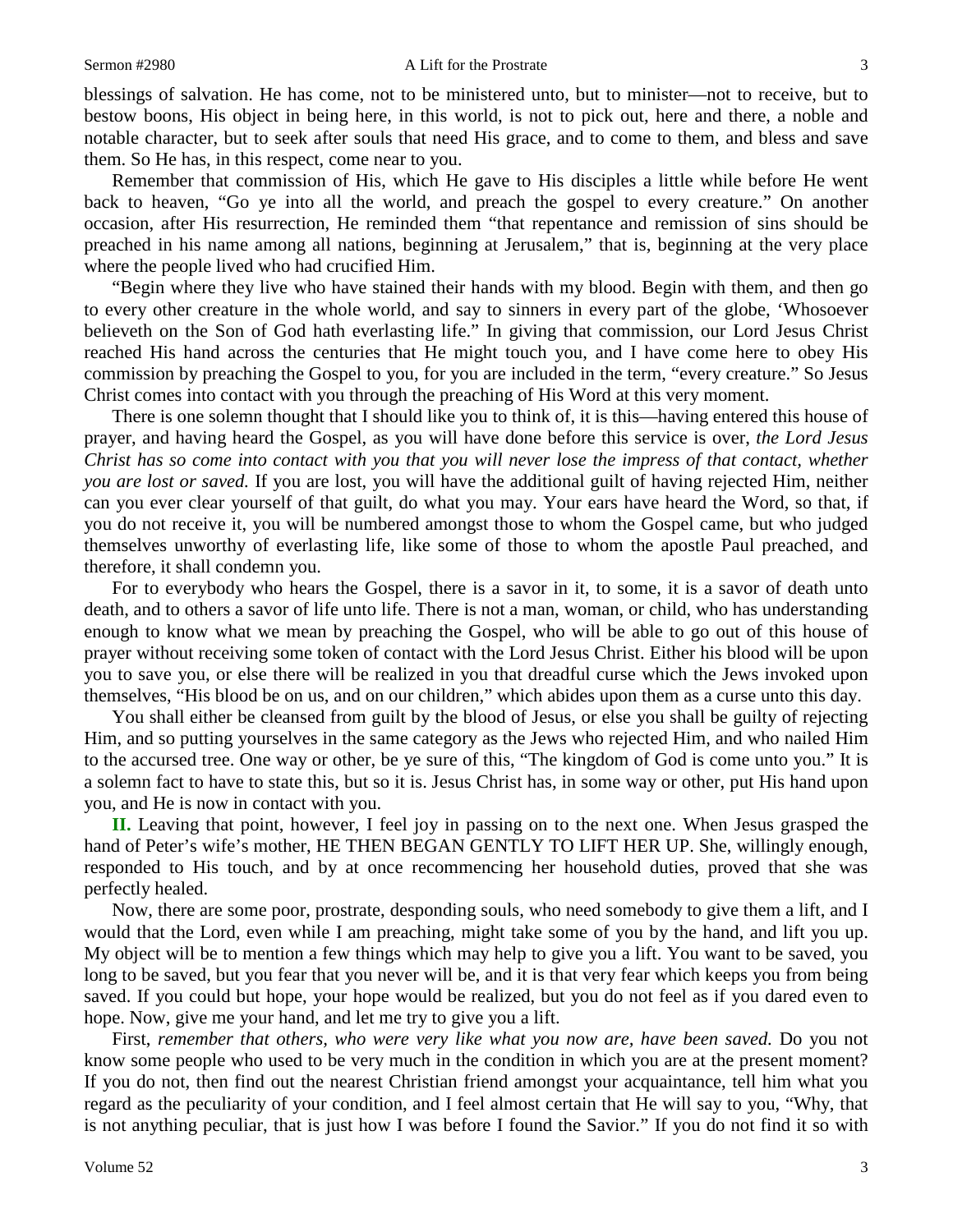blessings of salvation. He has come, not to be ministered unto, but to minister—not to receive, but to bestow boons, His object in being here, in this world, is not to pick out, here and there, a noble and notable character, but to seek after souls that need His grace, and to come to them, and bless and save them. So He has, in this respect, come near to you.

Remember that commission of His, which He gave to His disciples a little while before He went back to heaven, "Go ye into all the world, and preach the gospel to every creature." On another occasion, after His resurrection, He reminded them "that repentance and remission of sins should be preached in his name among all nations, beginning at Jerusalem," that is, beginning at the very place where the people lived who had crucified Him.

"Begin where they live who have stained their hands with my blood. Begin with them, and then go to every other creature in the whole world, and say to sinners in every part of the globe, 'Whosoever believeth on the Son of God hath everlasting life." In giving that commission, our Lord Jesus Christ reached His hand across the centuries that He might touch you, and I have come here to obey His commission by preaching the Gospel to you, for you are included in the term, "every creature." So Jesus Christ comes into contact with you through the preaching of His Word at this very moment.

There is one solemn thought that I should like you to think of, it is this—having entered this house of prayer, and having heard the Gospel, as you will have done before this service is over, *the Lord Jesus Christ has so come into contact with you that you will never lose the impress of that contact, whether you are lost or saved.* If you are lost, you will have the additional guilt of having rejected Him, neither can you ever clear yourself of that guilt, do what you may. Your ears have heard the Word, so that, if you do not receive it, you will be numbered amongst those to whom the Gospel came, but who judged themselves unworthy of everlasting life, like some of those to whom the apostle Paul preached, and therefore, it shall condemn you.

For to everybody who hears the Gospel, there is a savor in it, to some, it is a savor of death unto death, and to others a savor of life unto life. There is not a man, woman, or child, who has understanding enough to know what we mean by preaching the Gospel, who will be able to go out of this house of prayer without receiving some token of contact with the Lord Jesus Christ. Either his blood will be upon you to save you, or else there will be realized in you that dreadful curse which the Jews invoked upon themselves, "His blood be on us, and on our children," which abides upon them as a curse unto this day.

You shall either be cleansed from guilt by the blood of Jesus, or else you shall be guilty of rejecting Him, and so putting yourselves in the same category as the Jews who rejected Him, and who nailed Him to the accursed tree. One way or other, be ye sure of this, "The kingdom of God is come unto you." It is a solemn fact to have to state this, but so it is. Jesus Christ has, in some way or other, put His hand upon you, and He is now in contact with you.

**II.** Leaving that point, however, I feel joy in passing on to the next one. When Jesus grasped the hand of Peter's wife's mother, HE THEN BEGAN GENTLY TO LIFT HER UP. She, willingly enough, responded to His touch, and by at once recommencing her household duties, proved that she was perfectly healed.

Now, there are some poor, prostrate, desponding souls, who need somebody to give them a lift, and I would that the Lord, even while I am preaching, might take some of you by the hand, and lift you up. My object will be to mention a few things which may help to give you a lift. You want to be saved, you long to be saved, but you fear that you never will be, and it is that very fear which keeps you from being saved. If you could but hope, your hope would be realized, but you do not feel as if you dared even to hope. Now, give me your hand, and let me try to give you a lift.

First, *remember that others, who were very like what you now are, have been saved.* Do you not know some people who used to be very much in the condition in which you are at the present moment? If you do not, then find out the nearest Christian friend amongst your acquaintance, tell him what you regard as the peculiarity of your condition, and I feel almost certain that He will say to you, "Why, that is not anything peculiar, that is just how I was before I found the Savior." If you do not find it so with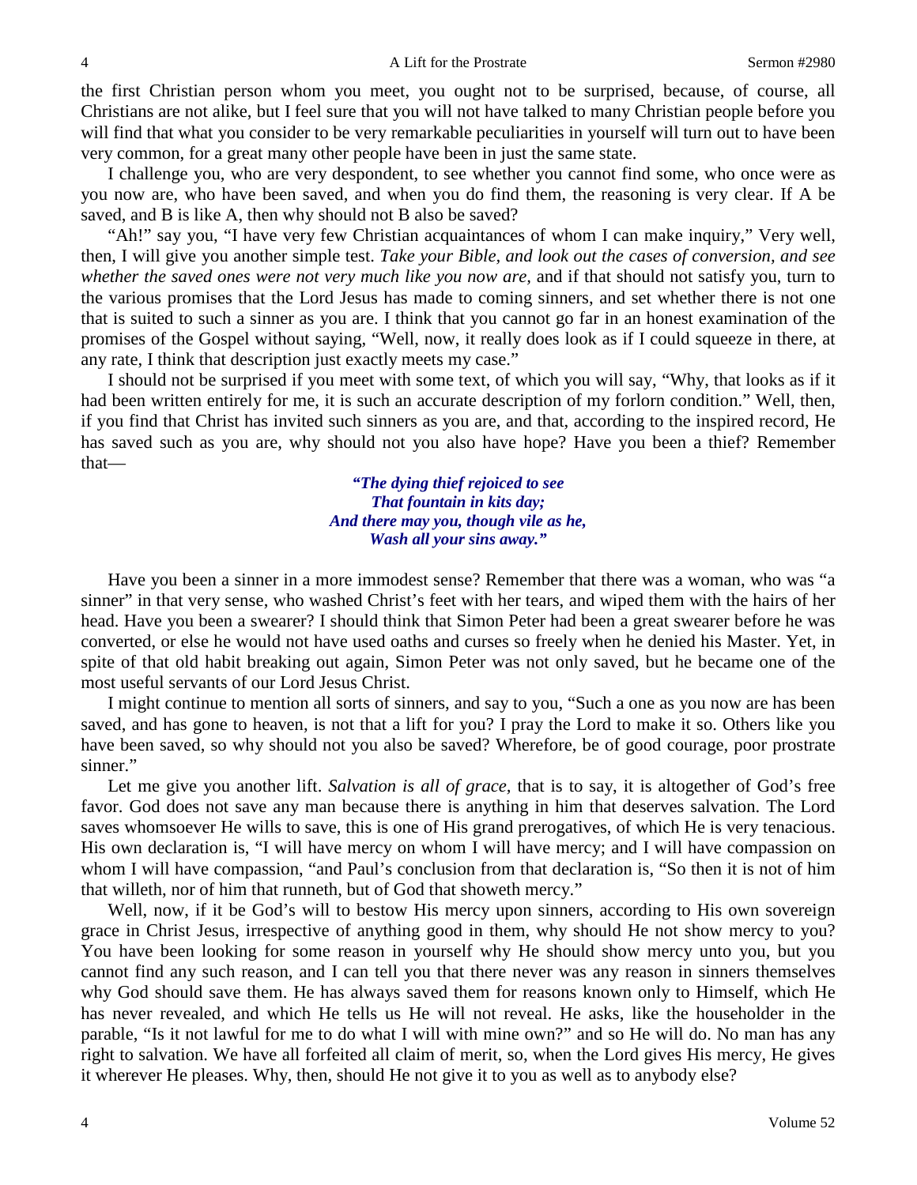the first Christian person whom you meet, you ought not to be surprised, because, of course, all Christians are not alike, but I feel sure that you will not have talked to many Christian people before you will find that what you consider to be very remarkable peculiarities in yourself will turn out to have been very common, for a great many other people have been in just the same state.

I challenge you, who are very despondent, to see whether you cannot find some, who once were as you now are, who have been saved, and when you do find them, the reasoning is very clear. If A be saved, and B is like A, then why should not B also be saved?

"Ah!" say you, "I have very few Christian acquaintances of whom I can make inquiry," Very well, then, I will give you another simple test. *Take your Bible, and look out the cases of conversion, and see whether the saved ones were not very much like you now are,* and if that should not satisfy you, turn to the various promises that the Lord Jesus has made to coming sinners, and set whether there is not one that is suited to such a sinner as you are. I think that you cannot go far in an honest examination of the promises of the Gospel without saying, "Well, now, it really does look as if I could squeeze in there, at any rate, I think that description just exactly meets my case."

I should not be surprised if you meet with some text, of which you will say, "Why, that looks as if it had been written entirely for me, it is such an accurate description of my forlorn condition." Well, then, if you find that Christ has invited such sinners as you are, and that, according to the inspired record, He has saved such as you are, why should not you also have hope? Have you been a thief? Remember that—

> *"The dying thief rejoiced to see*
> *That fountain in kits day;*
> *And there may you, though vile as he,*
> *Wash all your sins away."*

Have you been a sinner in a more immodest sense? Remember that there was a woman, who was "a sinner" in that very sense, who washed Christ's feet with her tears, and wiped them with the hairs of her head. Have you been a swearer? I should think that Simon Peter had been a great swearer before he was converted, or else he would not have used oaths and curses so freely when he denied his Master. Yet, in spite of that old habit breaking out again, Simon Peter was not only saved, but he became one of the most useful servants of our Lord Jesus Christ.

I might continue to mention all sorts of sinners, and say to you, "Such a one as you now are has been saved, and has gone to heaven, is not that a lift for you? I pray the Lord to make it so. Others like you have been saved, so why should not you also be saved? Wherefore, be of good courage, poor prostrate sinner."

Let me give you another lift. *Salvation is all of grace,* that is to say, it is altogether of God's free favor. God does not save any man because there is anything in him that deserves salvation. The Lord saves whomsoever He wills to save, this is one of His grand prerogatives, of which He is very tenacious. His own declaration is, "I will have mercy on whom I will have mercy; and I will have compassion on whom I will have compassion, "and Paul's conclusion from that declaration is, "So then it is not of him that willeth, nor of him that runneth, but of God that showeth mercy."

Well, now, if it be God's will to bestow His mercy upon sinners, according to His own sovereign grace in Christ Jesus, irrespective of anything good in them, why should He not show mercy to you? You have been looking for some reason in yourself why He should show mercy unto you, but you cannot find any such reason, and I can tell you that there never was any reason in sinners themselves why God should save them. He has always saved them for reasons known only to Himself, which He has never revealed, and which He tells us He will not reveal. He asks, like the householder in the parable, "Is it not lawful for me to do what I will with mine own?" and so He will do. No man has any right to salvation. We have all forfeited all claim of merit, so, when the Lord gives His mercy, He gives it wherever He pleases. Why, then, should He not give it to you as well as to anybody else?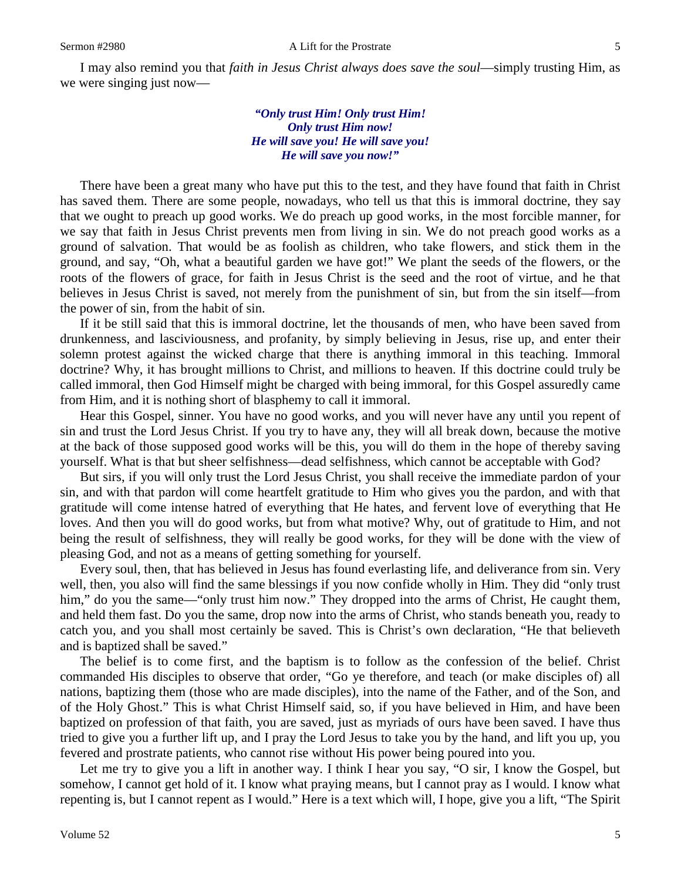I may also remind you that *faith in Jesus Christ always does save the soul*—simply trusting Him, as we were singing just now—

> ***"Only trust Him! Only trust Him!***
> ***Only trust Him now!***
> ***He will save you! He will save you!***
> ***He will save you now!"***

There have been a great many who have put this to the test, and they have found that faith in Christ has saved them. There are some people, nowadays, who tell us that this is immoral doctrine, they say that we ought to preach up good works. We do preach up good works, in the most forcible manner, for we say that faith in Jesus Christ prevents men from living in sin. We do not preach good works as a ground of salvation. That would be as foolish as children, who take flowers, and stick them in the ground, and say, "Oh, what a beautiful garden we have got!" We plant the seeds of the flowers, or the roots of the flowers of grace, for faith in Jesus Christ is the seed and the root of virtue, and he that believes in Jesus Christ is saved, not merely from the punishment of sin, but from the sin itself—from the power of sin, from the habit of sin.

If it be still said that this is immoral doctrine, let the thousands of men, who have been saved from drunkenness, and lasciviousness, and profanity, by simply believing in Jesus, rise up, and enter their solemn protest against the wicked charge that there is anything immoral in this teaching. Immoral doctrine? Why, it has brought millions to Christ, and millions to heaven. If this doctrine could truly be called immoral, then God Himself might be charged with being immoral, for this Gospel assuredly came from Him, and it is nothing short of blasphemy to call it immoral.

Hear this Gospel, sinner. You have no good works, and you will never have any until you repent of sin and trust the Lord Jesus Christ. If you try to have any, they will all break down, because the motive at the back of those supposed good works will be this, you will do them in the hope of thereby saving yourself. What is that but sheer selfishness—dead selfishness, which cannot be acceptable with God?

But sirs, if you will only trust the Lord Jesus Christ, you shall receive the immediate pardon of your sin, and with that pardon will come heartfelt gratitude to Him who gives you the pardon, and with that gratitude will come intense hatred of everything that He hates, and fervent love of everything that He loves. And then you will do good works, but from what motive? Why, out of gratitude to Him, and not being the result of selfishness, they will really be good works, for they will be done with the view of pleasing God, and not as a means of getting something for yourself.

Every soul, then, that has believed in Jesus has found everlasting life, and deliverance from sin. Very well, then, you also will find the same blessings if you now confide wholly in Him. They did "only trust him," do you the same—"only trust him now." They dropped into the arms of Christ, He caught them, and held them fast. Do you the same, drop now into the arms of Christ, who stands beneath you, ready to catch you, and you shall most certainly be saved. This is Christ's own declaration, "He that believeth and is baptized shall be saved."

The belief is to come first, and the baptism is to follow as the confession of the belief. Christ commanded His disciples to observe that order, "Go ye therefore, and teach (or make disciples of) all nations, baptizing them (those who are made disciples), into the name of the Father, and of the Son, and of the Holy Ghost." This is what Christ Himself said, so, if you have believed in Him, and have been baptized on profession of that faith, you are saved, just as myriads of ours have been saved. I have thus tried to give you a further lift up, and I pray the Lord Jesus to take you by the hand, and lift you up, you fevered and prostrate patients, who cannot rise without His power being poured into you.

Let me try to give you a lift in another way. I think I hear you say, "O sir, I know the Gospel, but somehow, I cannot get hold of it. I know what praying means, but I cannot pray as I would. I know what repenting is, but I cannot repent as I would." Here is a text which will, I hope, give you a lift, "The Spirit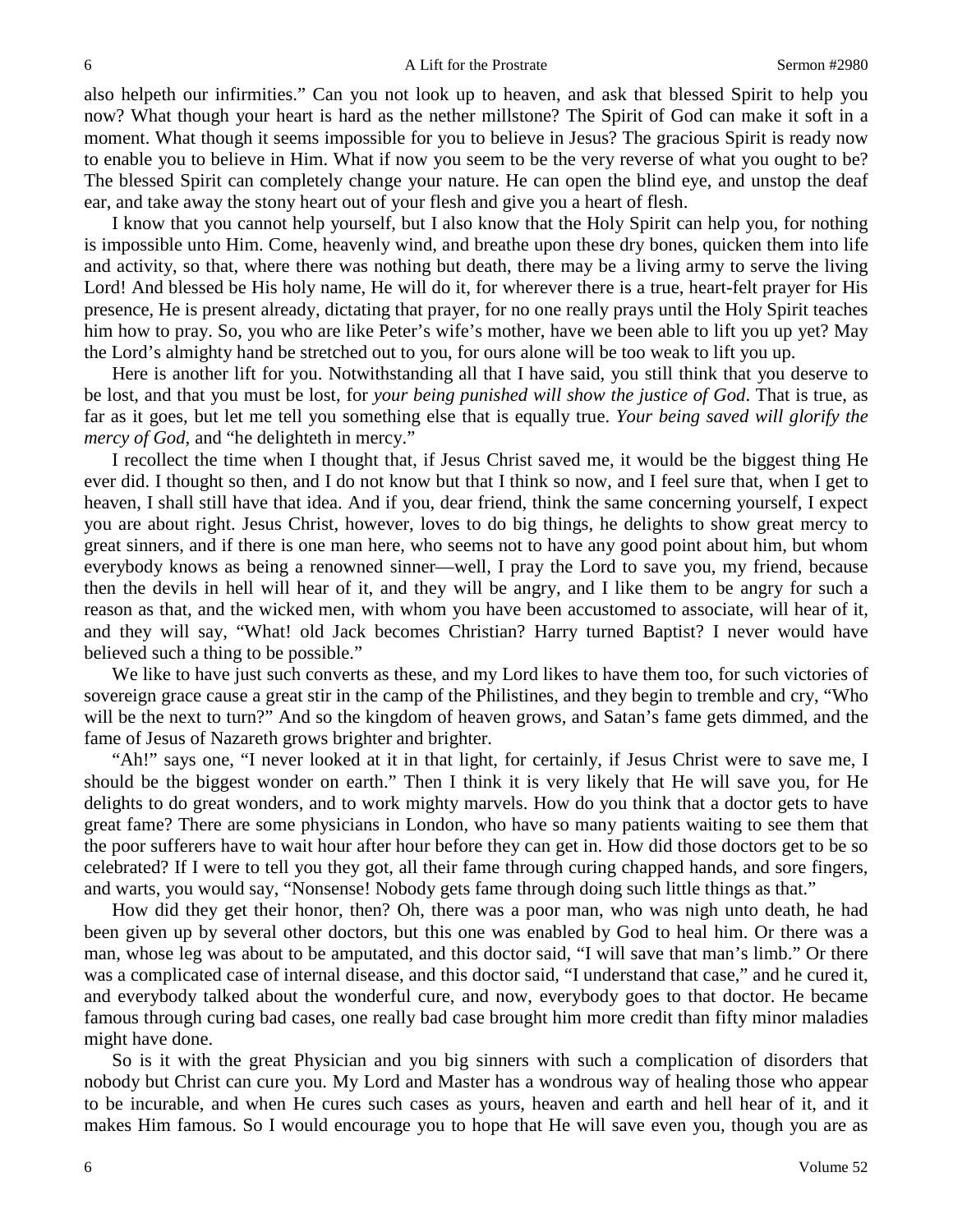also helpeth our infirmities." Can you not look up to heaven, and ask that blessed Spirit to help you now? What though your heart is hard as the nether millstone? The Spirit of God can make it soft in a moment. What though it seems impossible for you to believe in Jesus? The gracious Spirit is ready now to enable you to believe in Him. What if now you seem to be the very reverse of what you ought to be? The blessed Spirit can completely change your nature. He can open the blind eye, and unstop the deaf ear, and take away the stony heart out of your flesh and give you a heart of flesh.

I know that you cannot help yourself, but I also know that the Holy Spirit can help you, for nothing is impossible unto Him. Come, heavenly wind, and breathe upon these dry bones, quicken them into life and activity, so that, where there was nothing but death, there may be a living army to serve the living Lord! And blessed be His holy name, He will do it, for wherever there is a true, heart-felt prayer for His presence, He is present already, dictating that prayer, for no one really prays until the Holy Spirit teaches him how to pray. So, you who are like Peter's wife's mother, have we been able to lift you up yet? May the Lord's almighty hand be stretched out to you, for ours alone will be too weak to lift you up.

Here is another lift for you. Notwithstanding all that I have said, you still think that you deserve to be lost, and that you must be lost, for *your being punished will show the justice of God*. That is true, as far as it goes, but let me tell you something else that is equally true. *Your being saved will glorify the mercy of God*, and "he delighteth in mercy."

I recollect the time when I thought that, if Jesus Christ saved me, it would be the biggest thing He ever did. I thought so then, and I do not know but that I think so now, and I feel sure that, when I get to heaven, I shall still have that idea. And if you, dear friend, think the same concerning yourself, I expect you are about right. Jesus Christ, however, loves to do big things, he delights to show great mercy to great sinners, and if there is one man here, who seems not to have any good point about him, but whom everybody knows as being a renowned sinner—well, I pray the Lord to save you, my friend, because then the devils in hell will hear of it, and they will be angry, and I like them to be angry for such a reason as that, and the wicked men, with whom you have been accustomed to associate, will hear of it, and they will say, "What! old Jack becomes Christian? Harry turned Baptist? I never would have believed such a thing to be possible."

We like to have just such converts as these, and my Lord likes to have them too, for such victories of sovereign grace cause a great stir in the camp of the Philistines, and they begin to tremble and cry, "Who will be the next to turn?" And so the kingdom of heaven grows, and Satan's fame gets dimmed, and the fame of Jesus of Nazareth grows brighter and brighter.

"Ah!" says one, "I never looked at it in that light, for certainly, if Jesus Christ were to save me, I should be the biggest wonder on earth." Then I think it is very likely that He will save you, for He delights to do great wonders, and to work mighty marvels. How do you think that a doctor gets to have great fame? There are some physicians in London, who have so many patients waiting to see them that the poor sufferers have to wait hour after hour before they can get in. How did those doctors get to be so celebrated? If I were to tell you they got, all their fame through curing chapped hands, and sore fingers, and warts, you would say, "Nonsense! Nobody gets fame through doing such little things as that."

How did they get their honor, then? Oh, there was a poor man, who was nigh unto death, he had been given up by several other doctors, but this one was enabled by God to heal him. Or there was a man, whose leg was about to be amputated, and this doctor said, "I will save that man's limb." Or there was a complicated case of internal disease, and this doctor said, "I understand that case," and he cured it, and everybody talked about the wonderful cure, and now, everybody goes to that doctor. He became famous through curing bad cases, one really bad case brought him more credit than fifty minor maladies might have done.

So is it with the great Physician and you big sinners with such a complication of disorders that nobody but Christ can cure you. My Lord and Master has a wondrous way of healing those who appear to be incurable, and when He cures such cases as yours, heaven and earth and hell hear of it, and it makes Him famous. So I would encourage you to hope that He will save even you, though you are as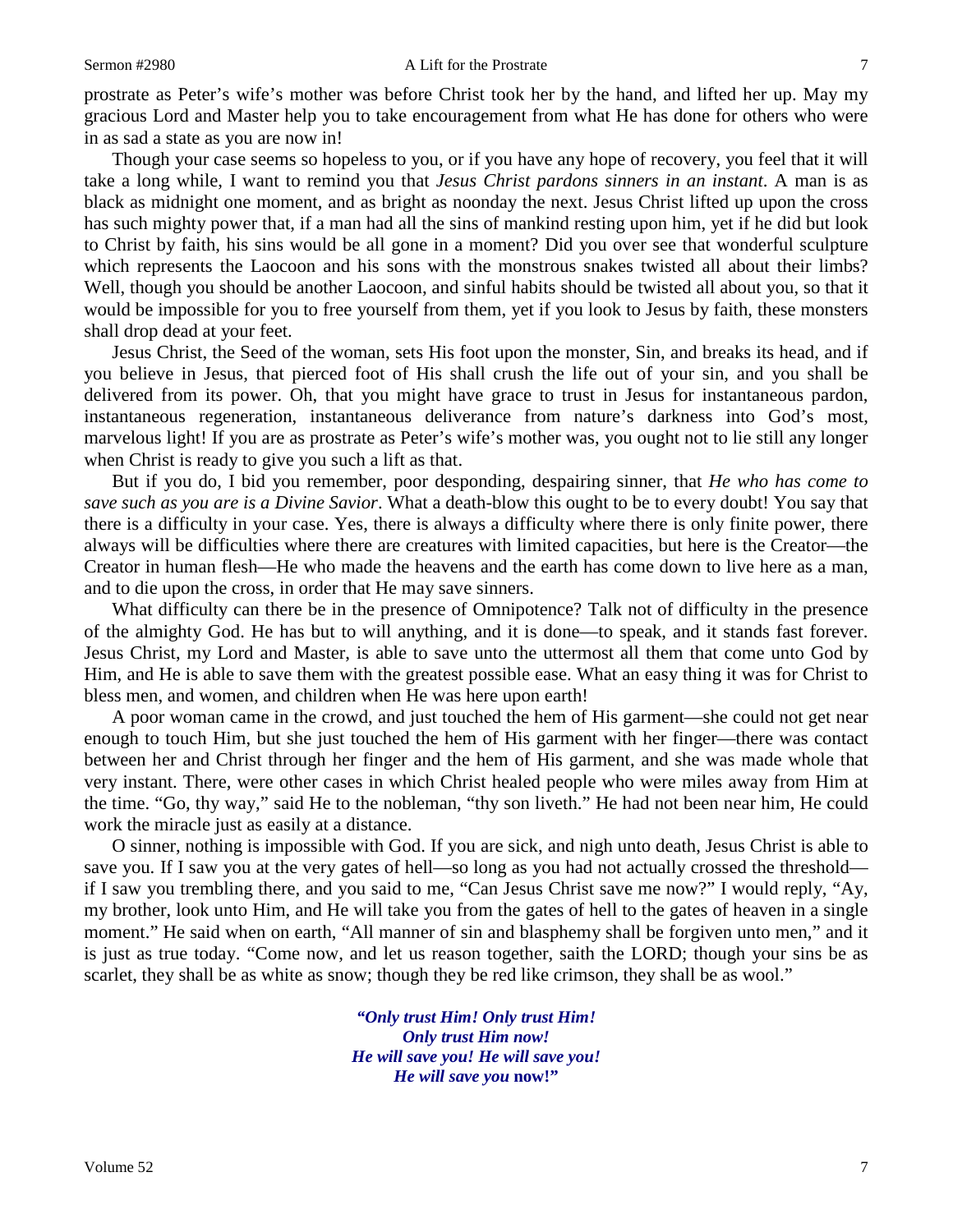prostrate as Peter's wife's mother was before Christ took her by the hand, and lifted her up. May my gracious Lord and Master help you to take encouragement from what He has done for others who were in as sad a state as you are now in!

Though your case seems so hopeless to you, or if you have any hope of recovery, you feel that it will take a long while, I want to remind you that *Jesus Christ pardons sinners in an instant*. A man is as black as midnight one moment, and as bright as noonday the next. Jesus Christ lifted up upon the cross has such mighty power that, if a man had all the sins of mankind resting upon him, yet if he did but look to Christ by faith, his sins would be all gone in a moment? Did you over see that wonderful sculpture which represents the Laocoon and his sons with the monstrous snakes twisted all about their limbs? Well, though you should be another Laocoon, and sinful habits should be twisted all about you, so that it would be impossible for you to free yourself from them, yet if you look to Jesus by faith, these monsters shall drop dead at your feet.

Jesus Christ, the Seed of the woman, sets His foot upon the monster, Sin, and breaks its head, and if you believe in Jesus, that pierced foot of His shall crush the life out of your sin, and you shall be delivered from its power. Oh, that you might have grace to trust in Jesus for instantaneous pardon, instantaneous regeneration, instantaneous deliverance from nature's darkness into God's most, marvelous light! If you are as prostrate as Peter's wife's mother was, you ought not to lie still any longer when Christ is ready to give you such a lift as that.

But if you do, I bid you remember, poor desponding, despairing sinner, that *He who has come to save such as you are is a Divine Savior*. What a death-blow this ought to be to every doubt! You say that there is a difficulty in your case. Yes, there is always a difficulty where there is only finite power, there always will be difficulties where there are creatures with limited capacities, but here is the Creator—the Creator in human flesh—He who made the heavens and the earth has come down to live here as a man, and to die upon the cross, in order that He may save sinners.

What difficulty can there be in the presence of Omnipotence? Talk not of difficulty in the presence of the almighty God. He has but to will anything, and it is done—to speak, and it stands fast forever. Jesus Christ, my Lord and Master, is able to save unto the uttermost all them that come unto God by Him, and He is able to save them with the greatest possible ease. What an easy thing it was for Christ to bless men, and women, and children when He was here upon earth!

A poor woman came in the crowd, and just touched the hem of His garment—she could not get near enough to touch Him, but she just touched the hem of His garment with her finger—there was contact between her and Christ through her finger and the hem of His garment, and she was made whole that very instant. There, were other cases in which Christ healed people who were miles away from Him at the time. "Go, thy way," said He to the nobleman, "thy son liveth." He had not been near him, He could work the miracle just as easily at a distance.

O sinner, nothing is impossible with God. If you are sick, and nigh unto death, Jesus Christ is able to save you. If I saw you at the very gates of hell—so long as you had not actually crossed the threshold—if I saw you trembling there, and you said to me, "Can Jesus Christ save me now?" I would reply, "Ay, my brother, look unto Him, and He will take you from the gates of hell to the gates of heaven in a single moment." He said when on earth, "All manner of sin and blasphemy shall be forgiven unto men," and it is just as true today. "Come now, and let us reason together, saith the LORD; though your sins be as scarlet, they shall be as white as snow; though they be red like crimson, they shall be as wool."

> ***"Only trust Him! Only trust Him!***
> ***Only trust Him now!***
> ***He will save you! He will save you!***
> ***He will save you* now!"**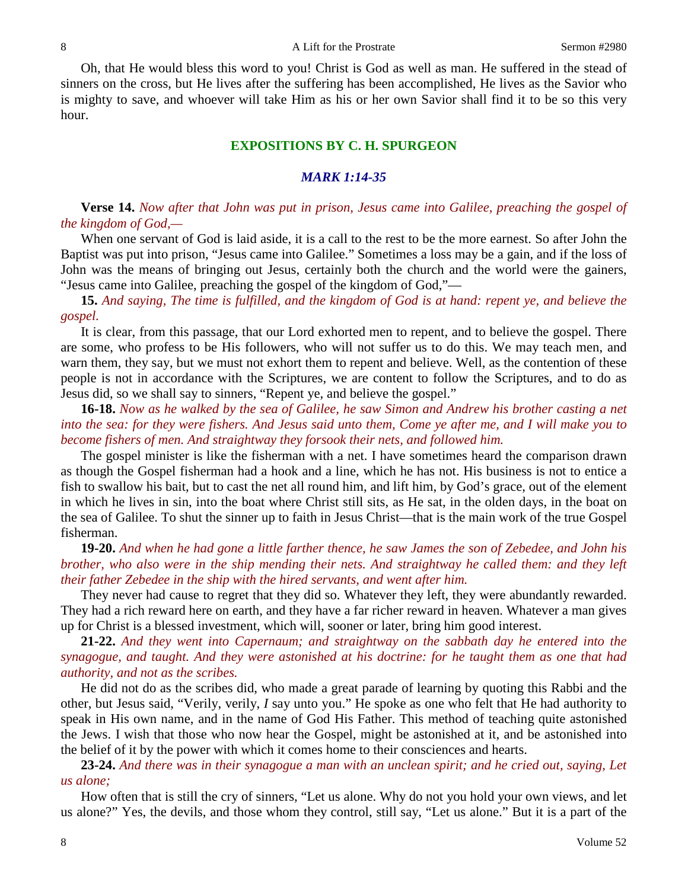Oh, that He would bless this word to you! Christ is God as well as man. He suffered in the stead of sinners on the cross, but He lives after the suffering has been accomplished, He lives as the Savior who is mighty to save, and whoever will take Him as his or her own Savior shall find it to be so this very hour.

## EXPOSITIONS BY C. H. SPURGEON

### *MARK 1:14-35*

**Verse 14.** *Now after that John was put in prison, Jesus came into Galilee, preaching the gospel of the kingdom of God,—*

When one servant of God is laid aside, it is a call to the rest to be the more earnest. So after John the Baptist was put into prison, "Jesus came into Galilee." Sometimes a loss may be a gain, and if the loss of John was the means of bringing out Jesus, certainly both the church and the world were the gainers, "Jesus came into Galilee, preaching the gospel of the kingdom of God,"—

**15.** *And saying, The time is fulfilled, and the kingdom of God is at hand: repent ye, and believe the gospel.*

It is clear, from this passage, that our Lord exhorted men to repent, and to believe the gospel. There are some, who profess to be His followers, who will not suffer us to do this. We may teach men, and warn them, they say, but we must not exhort them to repent and believe. Well, as the contention of these people is not in accordance with the Scriptures, we are content to follow the Scriptures, and to do as Jesus did, so we shall say to sinners, "Repent ye, and believe the gospel."

**16-18.** *Now as he walked by the sea of Galilee, he saw Simon and Andrew his brother casting a net into the sea: for they were fishers. And Jesus said unto them, Come ye after me, and I will make you to become fishers of men. And straightway they forsook their nets, and followed him.*

The gospel minister is like the fisherman with a net. I have sometimes heard the comparison drawn as though the Gospel fisherman had a hook and a line, which he has not. His business is not to entice a fish to swallow his bait, but to cast the net all round him, and lift him, by God's grace, out of the element in which he lives in sin, into the boat where Christ still sits, as He sat, in the olden days, in the boat on the sea of Galilee. To shut the sinner up to faith in Jesus Christ—that is the main work of the true Gospel fisherman.

**19-20.** *And when he had gone a little farther thence, he saw James the son of Zebedee, and John his brother, who also were in the ship mending their nets. And straightway he called them: and they left their father Zebedee in the ship with the hired servants, and went after him.*

They never had cause to regret that they did so. Whatever they left, they were abundantly rewarded. They had a rich reward here on earth, and they have a far richer reward in heaven. Whatever a man gives up for Christ is a blessed investment, which will, sooner or later, bring him good interest.

**21-22.** *And they went into Capernaum; and straightway on the sabbath day he entered into the synagogue, and taught. And they were astonished at his doctrine: for he taught them as one that had authority, and not as the scribes.*

He did not do as the scribes did, who made a great parade of learning by quoting this Rabbi and the other, but Jesus said, "Verily, verily, *I* say unto you." He spoke as one who felt that He had authority to speak in His own name, and in the name of God His Father. This method of teaching quite astonished the Jews. I wish that those who now hear the Gospel, might be astonished at it, and be astonished into the belief of it by the power with which it comes home to their consciences and hearts.

**23-24.** *And there was in their synagogue a man with an unclean spirit; and he cried out, saying, Let us alone;*

How often that is still the cry of sinners, "Let us alone. Why do not you hold your own views, and let us alone?" Yes, the devils, and those whom they control, still say, "Let us alone." But it is a part of the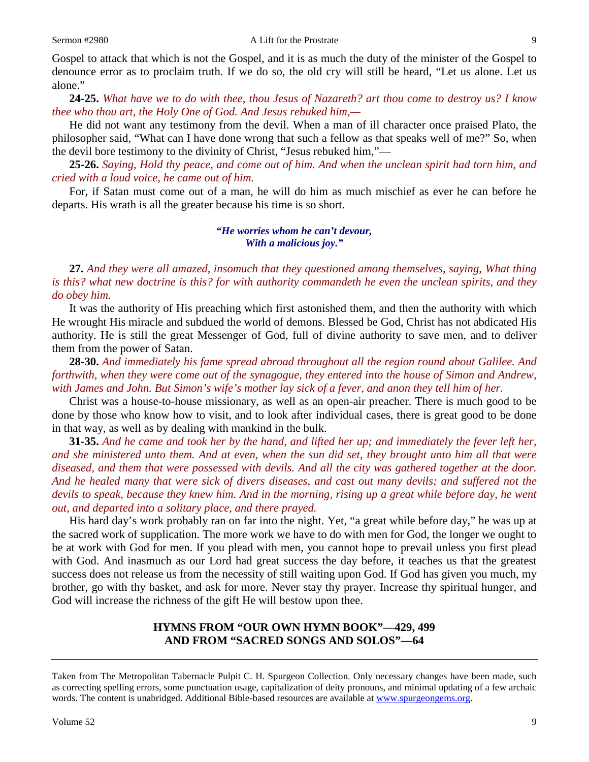Gospel to attack that which is not the Gospel, and it is as much the duty of the minister of the Gospel to denounce error as to proclaim truth. If we do so, the old cry will still be heard, "Let us alone. Let us alone."

**24-25.** *What have we to do with thee, thou Jesus of Nazareth? art thou come to destroy us? I know thee who thou art, the Holy One of God. And Jesus rebuked him,—*

He did not want any testimony from the devil. When a man of ill character once praised Plato, the philosopher said, "What can I have done wrong that such a fellow as that speaks well of me?" So, when the devil bore testimony to the divinity of Christ, "Jesus rebuked him,"—

**25-26.** *Saying, Hold thy peace, and come out of him. And when the unclean spirit had torn him, and cried with a loud voice, he came out of him.*

For, if Satan must come out of a man, he will do him as much mischief as ever he can before he departs. His wrath is all the greater because his time is so short.

> ***"He worries whom he can't devour,***
> ***With a malicious joy."***

**27.** *And they were all amazed, insomuch that they questioned among themselves, saying, What thing is this? what new doctrine is this? for with authority commandeth he even the unclean spirits, and they do obey him.*

It was the authority of His preaching which first astonished them, and then the authority with which He wrought His miracle and subdued the world of demons. Blessed be God, Christ has not abdicated His authority. He is still the great Messenger of God, full of divine authority to save men, and to deliver them from the power of Satan.

**28-30.** *And immediately his fame spread abroad throughout all the region round about Galilee. And forthwith, when they were come out of the synagogue, they entered into the house of Simon and Andrew, with James and John. But Simon's wife's mother lay sick of a fever, and anon they tell him of her.*

Christ was a house-to-house missionary, as well as an open-air preacher. There is much good to be done by those who know how to visit, and to look after individual cases, there is great good to be done in that way, as well as by dealing with mankind in the bulk.

**31-35.** *And he came and took her by the hand, and lifted her up; and immediately the fever left her, and she ministered unto them. And at even, when the sun did set, they brought unto him all that were diseased, and them that were possessed with devils. And all the city was gathered together at the door. And he healed many that were sick of divers diseases, and cast out many devils; and suffered not the devils to speak, because they knew him. And in the morning, rising up a great while before day, he went out, and departed into a solitary place, and there prayed.*

His hard day's work probably ran on far into the night. Yet, "a great while before day," he was up at the sacred work of supplication. The more work we have to do with men for God, the longer we ought to be at work with God for men. If you plead with men, you cannot hope to prevail unless you first plead with God. And inasmuch as our Lord had great success the day before, it teaches us that the greatest success does not release us from the necessity of still waiting upon God. If God has given you much, my brother, go with thy basket, and ask for more. Never stay thy prayer. Increase thy spiritual hunger, and God will increase the richness of the gift He will bestow upon thee.

**HYMNS FROM "OUR OWN HYMN BOOK"—429, 499**
**AND FROM "SACRED SONGS AND SOLOS"—64**

---

Taken from The Metropolitan Tabernacle Pulpit C. H. Spurgeon Collection. Only necessary changes have been made, such as correcting spelling errors, some punctuation usage, capitalization of deity pronouns, and minimal updating of a few archaic words. The content is unabridged. Additional Bible-based resources are available at www.spurgeongems.org.